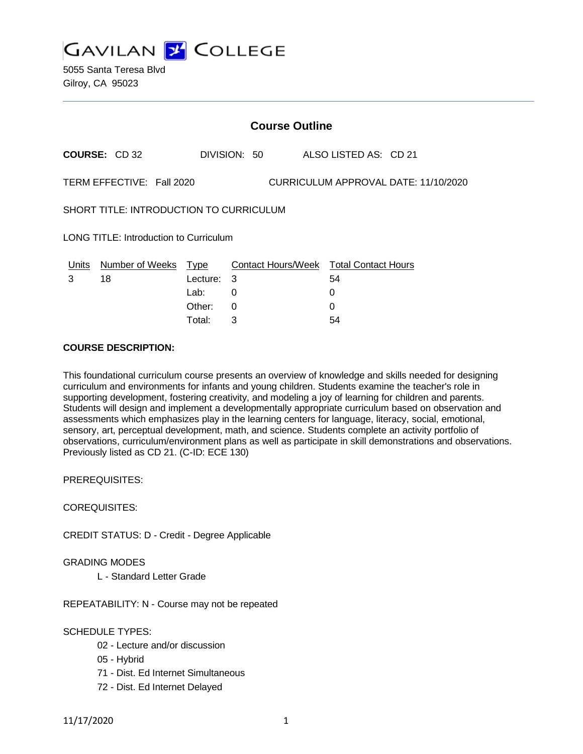# GAVILAN COLLEGE

5055 Santa Teresa Blvd
Gilroy, CA 95023

## Course Outline

**COURSE:** CD 32 DIVISION: 50 ALSO LISTED AS: CD 21

TERM EFFECTIVE: Fall 2020 CURRICULUM APPROVAL DATE: 11/10/2020

SHORT TITLE: INTRODUCTION TO CURRICULUM

LONG TITLE: Introduction to Curriculum

| Units | Number of Weeks | Type | Contact Hours/Week | Total Contact Hours |
| --- | --- | --- | --- | --- |
| 3 | 18 | Lecture: | 3 | 54 |
| | | Lab: | 0 | 0 |
| | | Other: | 0 | 0 |
| | | Total: | 3 | 54 |

**COURSE DESCRIPTION:**

This foundational curriculum course presents an overview of knowledge and skills needed for designing curriculum and environments for infants and young children. Students examine the teacher's role in supporting development, fostering creativity, and modeling a joy of learning for children and parents. Students will design and implement a developmentally appropriate curriculum based on observation and assessments which emphasizes play in the learning centers for language, literacy, social, emotional, sensory, art, perceptual development, math, and science. Students complete an activity portfolio of observations, curriculum/environment plans as well as participate in skill demonstrations and observations. Previously listed as CD 21. (C-ID: ECE 130)

PREREQUISITES:

COREQUISITES:

CREDIT STATUS: D - Credit - Degree Applicable

GRADING MODES

L - Standard Letter Grade

REPEATABILITY: N - Course may not be repeated

SCHEDULE TYPES:

02 - Lecture and/or discussion
05 - Hybrid
71 - Dist. Ed Internet Simultaneous
72 - Dist. Ed Internet Delayed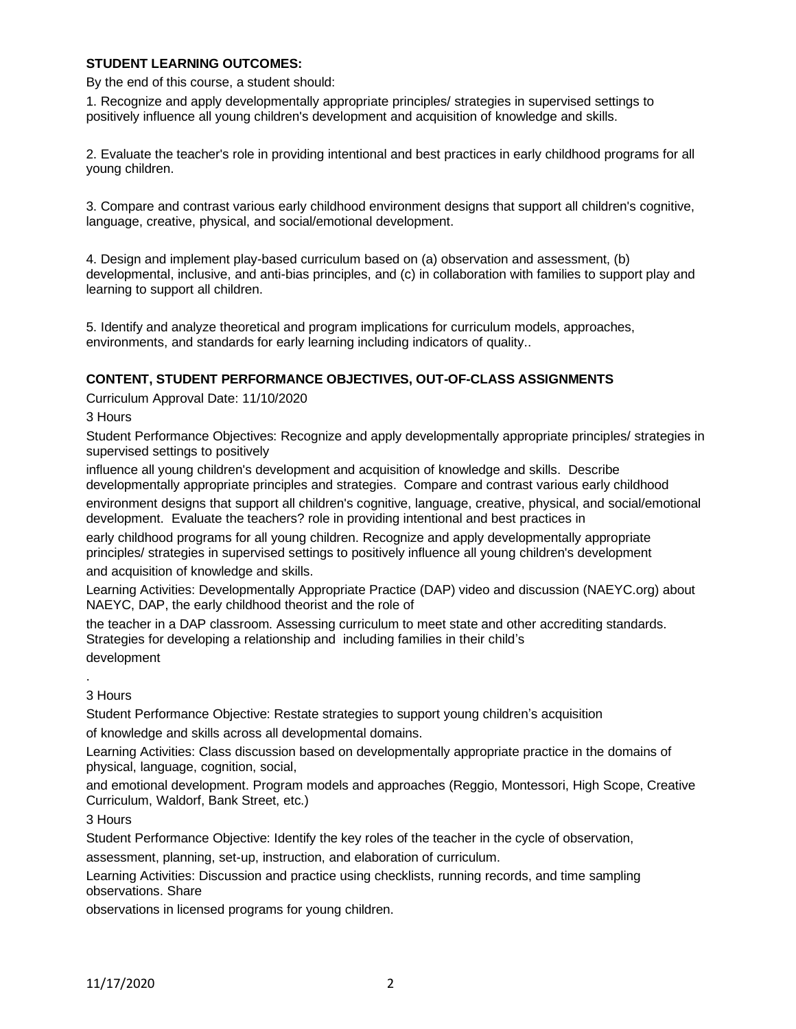**STUDENT LEARNING OUTCOMES:**

By the end of this course, a student should:

1. Recognize and apply developmentally appropriate principles/ strategies in supervised settings to positively influence all young children's development and acquisition of knowledge and skills.

2. Evaluate the teacher's role in providing intentional and best practices in early childhood programs for all young children.

3. Compare and contrast various early childhood environment designs that support all children's cognitive, language, creative, physical, and social/emotional development.

4. Design and implement play-based curriculum based on (a) observation and assessment, (b) developmental, inclusive, and anti-bias principles, and (c) in collaboration with families to support play and learning to support all children.

5. Identify and analyze theoretical and program implications for curriculum models, approaches, environments, and standards for early learning including indicators of quality..

**CONTENT, STUDENT PERFORMANCE OBJECTIVES, OUT-OF-CLASS ASSIGNMENTS**

Curriculum Approval Date: 11/10/2020

3 Hours

Student Performance Objectives: Recognize and apply developmentally appropriate principles/ strategies in supervised settings to positively influence all young children's development and acquisition of knowledge and skills. Describe developmentally appropriate principles and strategies. Compare and contrast various early childhood environment designs that support all children's cognitive, language, creative, physical, and social/emotional development. Evaluate the teachers? role in providing intentional and best practices in early childhood programs for all young children. Recognize and apply developmentally appropriate principles/ strategies in supervised settings to positively influence all young children's development and acquisition of knowledge and skills.

Learning Activities: Developmentally Appropriate Practice (DAP) video and discussion (NAEYC.org) about NAEYC, DAP, the early childhood theorist and the role of the teacher in a DAP classroom. Assessing curriculum to meet state and other accrediting standards. Strategies for developing a relationship and including families in their child's development

.

3 Hours

Student Performance Objective: Restate strategies to support young children's acquisition of knowledge and skills across all developmental domains.

Learning Activities: Class discussion based on developmentally appropriate practice in the domains of physical, language, cognition, social, and emotional development. Program models and approaches (Reggio, Montessori, High Scope, Creative Curriculum, Waldorf, Bank Street, etc.)

3 Hours

Student Performance Objective: Identify the key roles of the teacher in the cycle of observation, assessment, planning, set-up, instruction, and elaboration of curriculum.

Learning Activities: Discussion and practice using checklists, running records, and time sampling observations. Share observations in licensed programs for young children.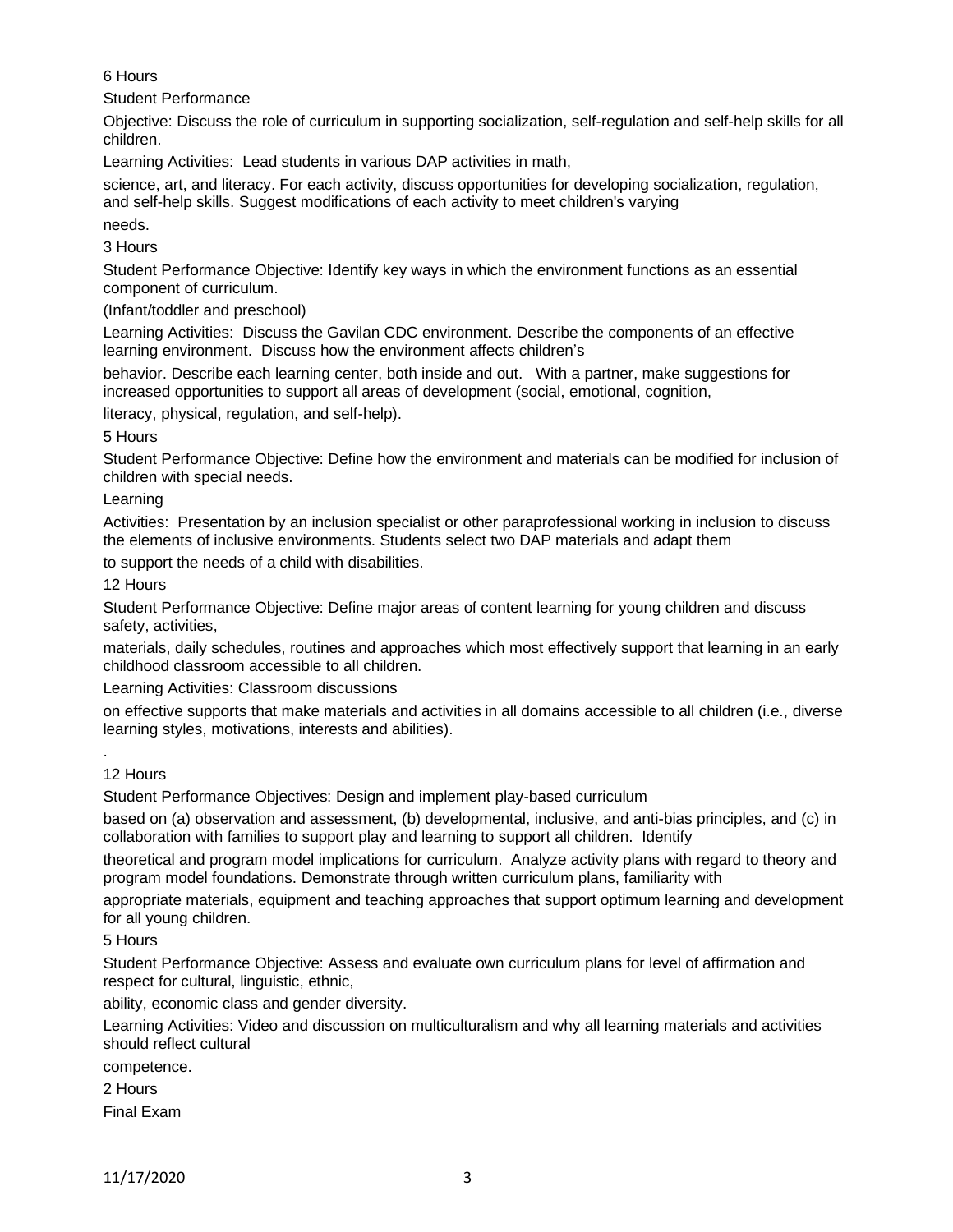6 Hours

Student Performance

Objective: Discuss the role of curriculum in supporting socialization, self-regulation and self-help skills for all children.

Learning Activities: Lead students in various DAP activities in math,

science, art, and literacy. For each activity, discuss opportunities for developing socialization, regulation, and self-help skills. Suggest modifications of each activity to meet children's varying

needs.

3 Hours

Student Performance Objective: Identify key ways in which the environment functions as an essential component of curriculum.

(Infant/toddler and preschool)

Learning Activities: Discuss the Gavilan CDC environment. Describe the components of an effective learning environment. Discuss how the environment affects children's

behavior. Describe each learning center, both inside and out. With a partner, make suggestions for increased opportunities to support all areas of development (social, emotional, cognition,

literacy, physical, regulation, and self-help).

5 Hours

Student Performance Objective: Define how the environment and materials can be modified for inclusion of children with special needs.

Learning

Activities: Presentation by an inclusion specialist or other paraprofessional working in inclusion to discuss the elements of inclusive environments. Students select two DAP materials and adapt them

to support the needs of a child with disabilities.

12 Hours

Student Performance Objective: Define major areas of content learning for young children and discuss safety, activities,

materials, daily schedules, routines and approaches which most effectively support that learning in an early childhood classroom accessible to all children.

Learning Activities: Classroom discussions

on effective supports that make materials and activities in all domains accessible to all children (i.e., diverse learning styles, motivations, interests and abilities).

.

12 Hours

Student Performance Objectives: Design and implement play-based curriculum

based on (a) observation and assessment, (b) developmental, inclusive, and anti-bias principles, and (c) in collaboration with families to support play and learning to support all children. Identify

theoretical and program model implications for curriculum. Analyze activity plans with regard to theory and program model foundations. Demonstrate through written curriculum plans, familiarity with

appropriate materials, equipment and teaching approaches that support optimum learning and development for all young children.

5 Hours

Student Performance Objective: Assess and evaluate own curriculum plans for level of affirmation and respect for cultural, linguistic, ethnic,

ability, economic class and gender diversity.

Learning Activities: Video and discussion on multiculturalism and why all learning materials and activities should reflect cultural

competence.

2 Hours

Final Exam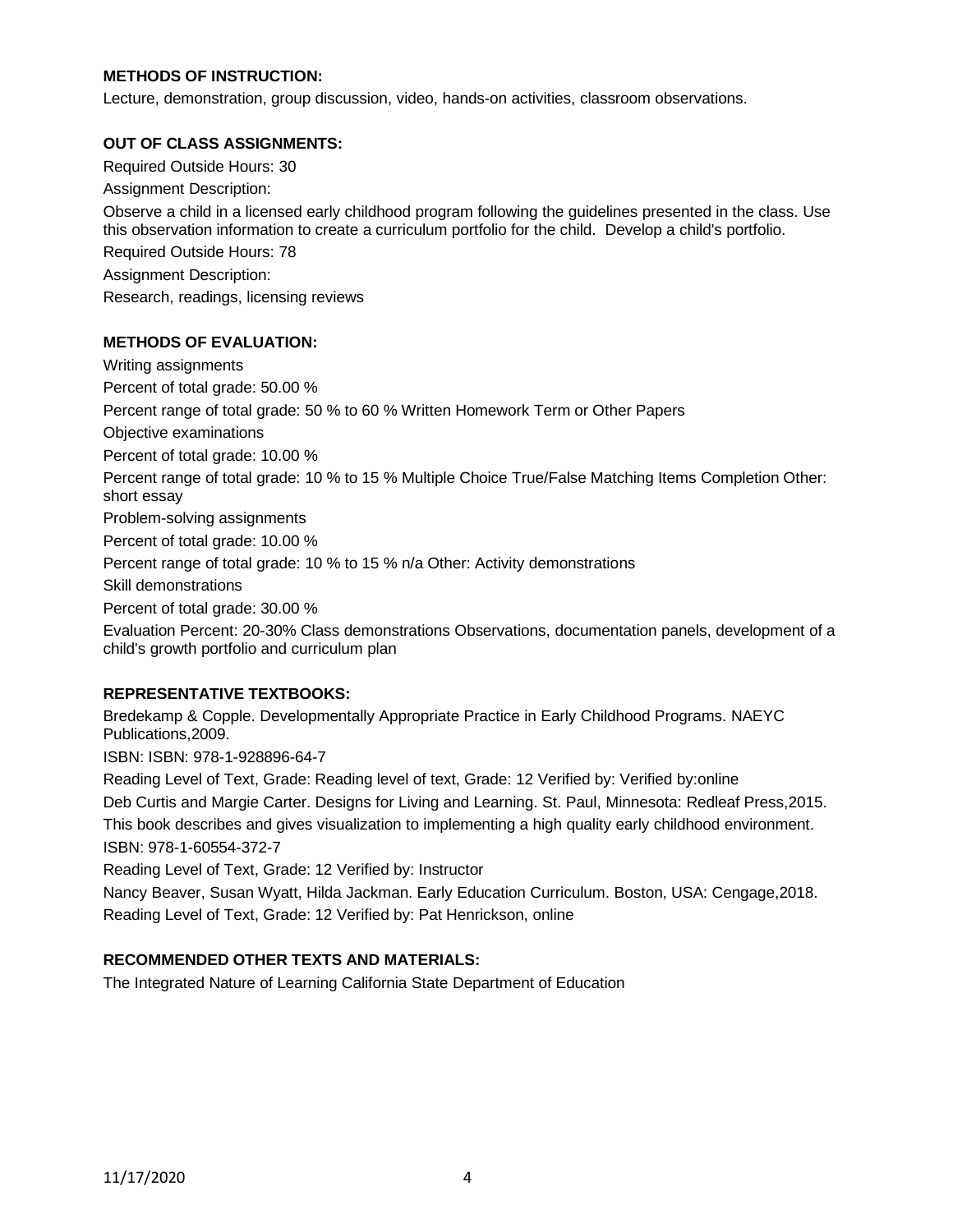**METHODS OF INSTRUCTION:**

Lecture, demonstration, group discussion, video, hands-on activities, classroom observations.

**OUT OF CLASS ASSIGNMENTS:**

Required Outside Hours: 30

Assignment Description:

Observe a child in a licensed early childhood program following the guidelines presented in the class. Use this observation information to create a curriculum portfolio for the child. Develop a child's portfolio.

Required Outside Hours: 78

Assignment Description:

Research, readings, licensing reviews

**METHODS OF EVALUATION:**

Writing assignments

Percent of total grade: 50.00 %

Percent range of total grade: 50 % to 60 % Written Homework Term or Other Papers

Objective examinations

Percent of total grade: 10.00 %

Percent range of total grade: 10 % to 15 % Multiple Choice True/False Matching Items Completion Other: short essay

Problem-solving assignments

Percent of total grade: 10.00 %

Percent range of total grade: 10 % to 15 % n/a Other: Activity demonstrations

Skill demonstrations

Percent of total grade: 30.00 %

Evaluation Percent: 20-30% Class demonstrations Observations, documentation panels, development of a child's growth portfolio and curriculum plan

**REPRESENTATIVE TEXTBOOKS:**

Bredekamp & Copple. Developmentally Appropriate Practice in Early Childhood Programs. NAEYC Publications,2009.

ISBN: ISBN: 978-1-928896-64-7

Reading Level of Text, Grade: Reading level of text, Grade: 12 Verified by: Verified by:online

Deb Curtis and Margie Carter. Designs for Living and Learning. St. Paul, Minnesota: Redleaf Press,2015. This book describes and gives visualization to implementing a high quality early childhood environment.

ISBN: 978-1-60554-372-7

Reading Level of Text, Grade: 12 Verified by: Instructor

Nancy Beaver, Susan Wyatt, Hilda Jackman. Early Education Curriculum. Boston, USA: Cengage,2018.

Reading Level of Text, Grade: 12 Verified by: Pat Henrickson, online

**RECOMMENDED OTHER TEXTS AND MATERIALS:**

The Integrated Nature of Learning California State Department of Education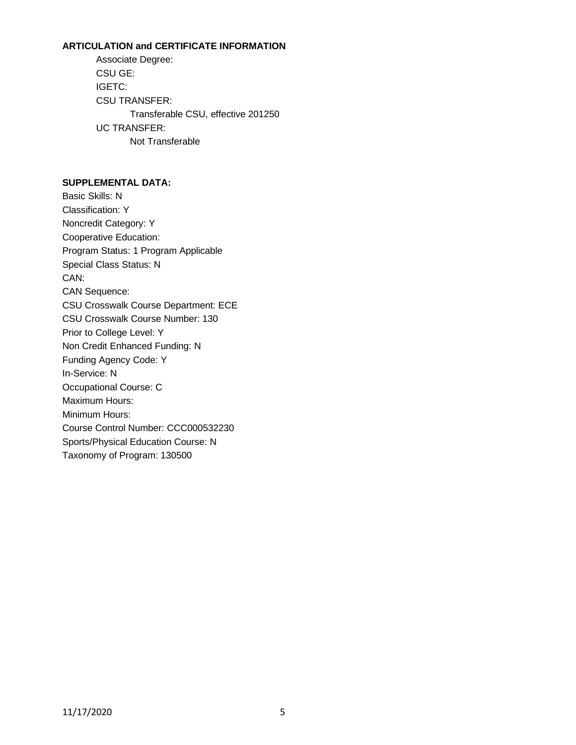**ARTICULATION and CERTIFICATE INFORMATION**

Associate Degree:
CSU GE:
IGETC:
CSU TRANSFER:
Transferable CSU, effective 201250
UC TRANSFER:
Not Transferable

**SUPPLEMENTAL DATA:**

Basic Skills: N
Classification: Y
Noncredit Category: Y
Cooperative Education:
Program Status: 1 Program Applicable
Special Class Status: N
CAN:
CAN Sequence:
CSU Crosswalk Course Department: ECE
CSU Crosswalk Course Number: 130
Prior to College Level: Y
Non Credit Enhanced Funding: N
Funding Agency Code: Y
In-Service: N
Occupational Course: C
Maximum Hours:
Minimum Hours:
Course Control Number: CCC000532230
Sports/Physical Education Course: N
Taxonomy of Program: 130500